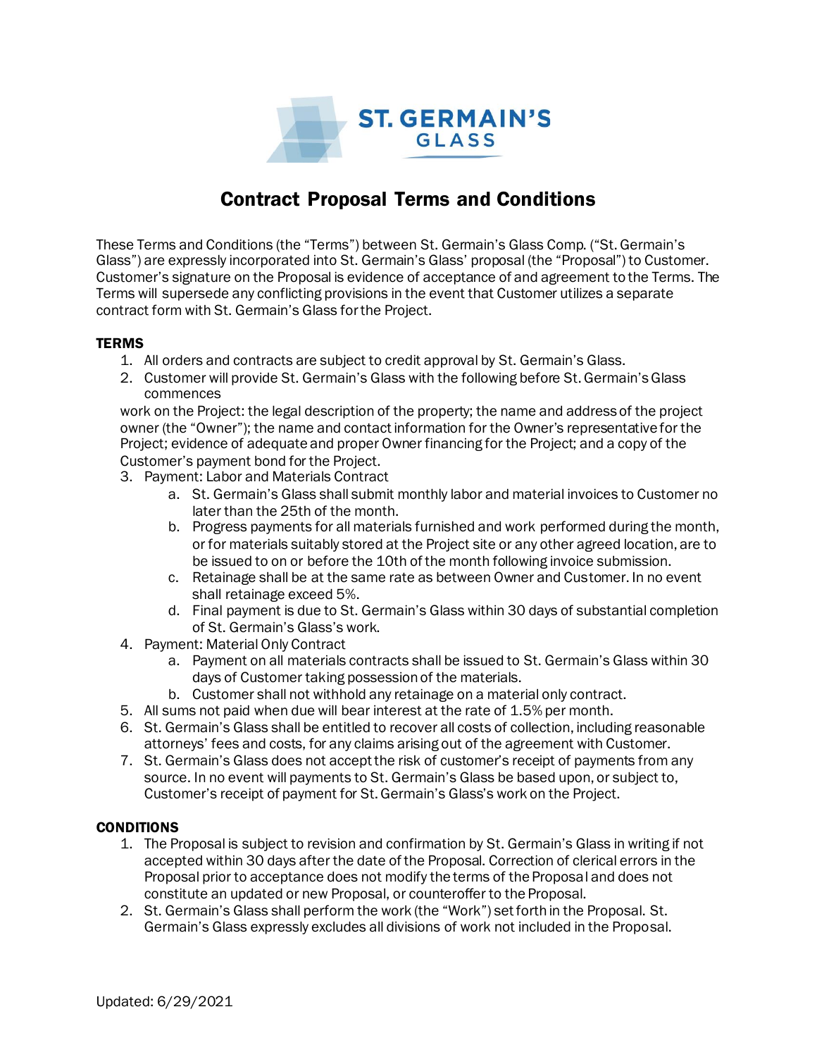ST. GERMAIN'S GLASS

# Contract Proposal Terms and Conditions

These Terms and Conditions (the "Terms") between St. Germain's Glass Comp. ("St. Germain's Glass") are expressly incorporated into St. Germain's Glass' proposal (the "Proposal") to Customer. Customer's signature on the Proposal is evidence of acceptance of and agreement to the Terms. The Terms will supersede any conflicting provisions in the event that Customer utilizes a separate contract form with St. Germain's Glass for the Project.

## TERMS

1. All orders and contracts are subject to credit approval by St. Germain's Glass.
2. Customer will provide St. Germain's Glass with the following before St. Germain's Glass commences work on the Project: the legal description of the property; the name and address of the project owner (the "Owner"); the name and contact information for the Owner's representative for the Project; evidence of adequate and proper Owner financing for the Project; and a copy of the Customer's payment bond for the Project.
3. Payment: Labor and Materials Contract
   a. St. Germain's Glass shall submit monthly labor and material invoices to Customer no later than the 25th of the month.
   b. Progress payments for all materials furnished and work performed during the month, or for materials suitably stored at the Project site or any other agreed location, are to be issued to on or before the 10th of the month following invoice submission.
   c. Retainage shall be at the same rate as between Owner and Customer. In no event shall retainage exceed 5%.
   d. Final payment is due to St. Germain's Glass within 30 days of substantial completion of St. Germain's Glass's work.
4. Payment: Material Only Contract
   a. Payment on all materials contracts shall be issued to St. Germain's Glass within 30 days of Customer taking possession of the materials.
   b. Customer shall not withhold any retainage on a material only contract.
5. All sums not paid when due will bear interest at the rate of 1.5% per month.
6. St. Germain's Glass shall be entitled to recover all costs of collection, including reasonable attorneys' fees and costs, for any claims arising out of the agreement with Customer.
7. St. Germain's Glass does not accept the risk of customer's receipt of payments from any source. In no event will payments to St. Germain's Glass be based upon, or subject to, Customer's receipt of payment for St. Germain's Glass's work on the Project.

## CONDITIONS

1. The Proposal is subject to revision and confirmation by St. Germain's Glass in writing if not accepted within 30 days after the date of the Proposal. Correction of clerical errors in the Proposal prior to acceptance does not modify the terms of the Proposal and does not constitute an updated or new Proposal, or counteroffer to the Proposal.
2. St. Germain's Glass shall perform the work (the "Work") set forth in the Proposal. St. Germain's Glass expressly excludes all divisions of work not included in the Proposal.

Updated: 6/29/2021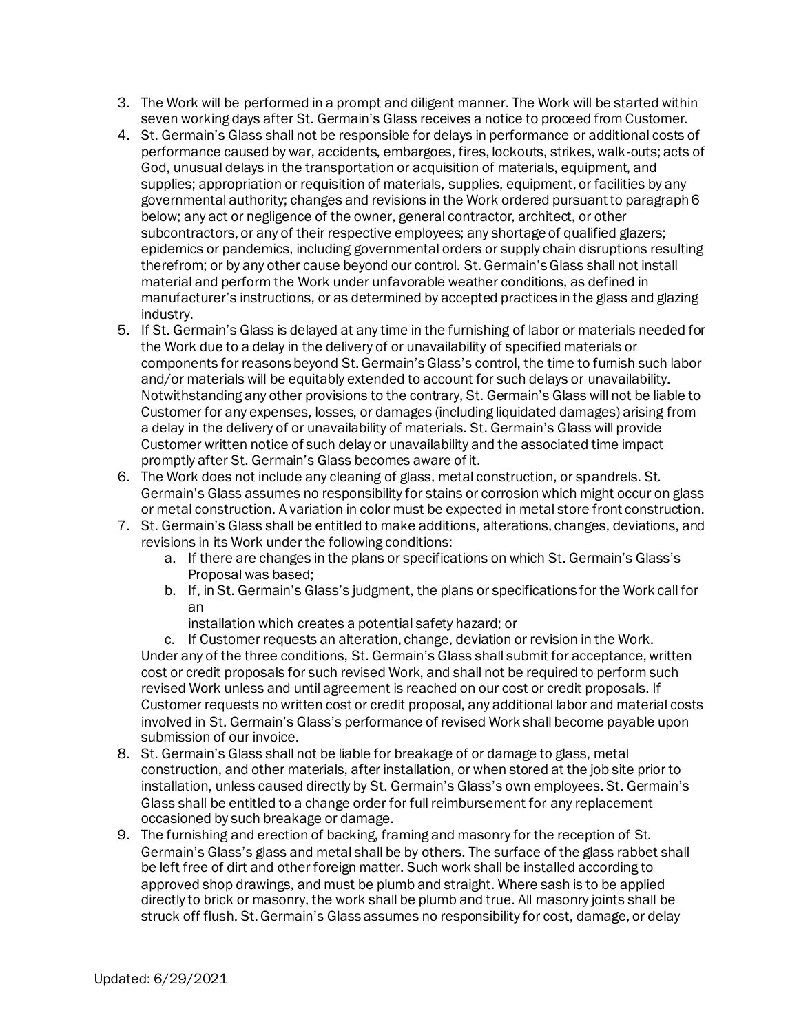3. The Work will be performed in a prompt and diligent manner. The Work will be started within seven working days after St. Germain's Glass receives a notice to proceed from Customer.
4. St. Germain's Glass shall not be responsible for delays in performance or additional costs of performance caused by war, accidents, embargoes, fires, lockouts, strikes, walk-outs; acts of God, unusual delays in the transportation or acquisition of materials, equipment, and supplies; appropriation or requisition of materials, supplies, equipment, or facilities by any governmental authority; changes and revisions in the Work ordered pursuant to paragraph 6 below; any act or negligence of the owner, general contractor, architect, or other subcontractors, or any of their respective employees; any shortage of qualified glazers; epidemics or pandemics, including governmental orders or supply chain disruptions resulting therefrom; or by any other cause beyond our control. St. Germain's Glass shall not install material and perform the Work under unfavorable weather conditions, as defined in manufacturer's instructions, or as determined by accepted practices in the glass and glazing industry.
5. If St. Germain's Glass is delayed at any time in the furnishing of labor or materials needed for the Work due to a delay in the delivery of or unavailability of specified materials or components for reasons beyond St. Germain's Glass's control, the time to furnish such labor and/or materials will be equitably extended to account for such delays or unavailability. Notwithstanding any other provisions to the contrary, St. Germain's Glass will not be liable to Customer for any expenses, losses, or damages (including liquidated damages) arising from a delay in the delivery of or unavailability of materials. St. Germain's Glass will provide Customer written notice of such delay or unavailability and the associated time impact promptly after St. Germain's Glass becomes aware of it.
6. The Work does not include any cleaning of glass, metal construction, or spandrels. St. Germain's Glass assumes no responsibility for stains or corrosion which might occur on glass or metal construction. A variation in color must be expected in metal store front construction.
7. St. Germain's Glass shall be entitled to make additions, alterations, changes, deviations, and revisions in its Work under the following conditions:
   a. If there are changes in the plans or specifications on which St. Germain's Glass's Proposal was based;
   b. If, in St. Germain's Glass's judgment, the plans or specifications for the Work call for an installation which creates a potential safety hazard; or
   c. If Customer requests an alteration, change, deviation or revision in the Work.

   Under any of the three conditions, St. Germain's Glass shall submit for acceptance, written cost or credit proposals for such revised Work, and shall not be required to perform such revised Work unless and until agreement is reached on our cost or credit proposals. If Customer requests no written cost or credit proposal, any additional labor and material costs involved in St. Germain's Glass's performance of revised Work shall become payable upon submission of our invoice.
8. St. Germain's Glass shall not be liable for breakage of or damage to glass, metal construction, and other materials, after installation, or when stored at the job site prior to installation, unless caused directly by St. Germain's Glass's own employees. St. Germain's Glass shall be entitled to a change order for full reimbursement for any replacement occasioned by such breakage or damage.
9. The furnishing and erection of backing, framing and masonry for the reception of St. Germain's Glass's glass and metal shall be by others. The surface of the glass rabbet shall be left free of dirt and other foreign matter. Such work shall be installed according to approved shop drawings, and must be plumb and straight. Where sash is to be applied directly to brick or masonry, the work shall be plumb and true. All masonry joints shall be struck off flush. St. Germain's Glass assumes no responsibility for cost, damage, or delay

Updated: 6/29/2021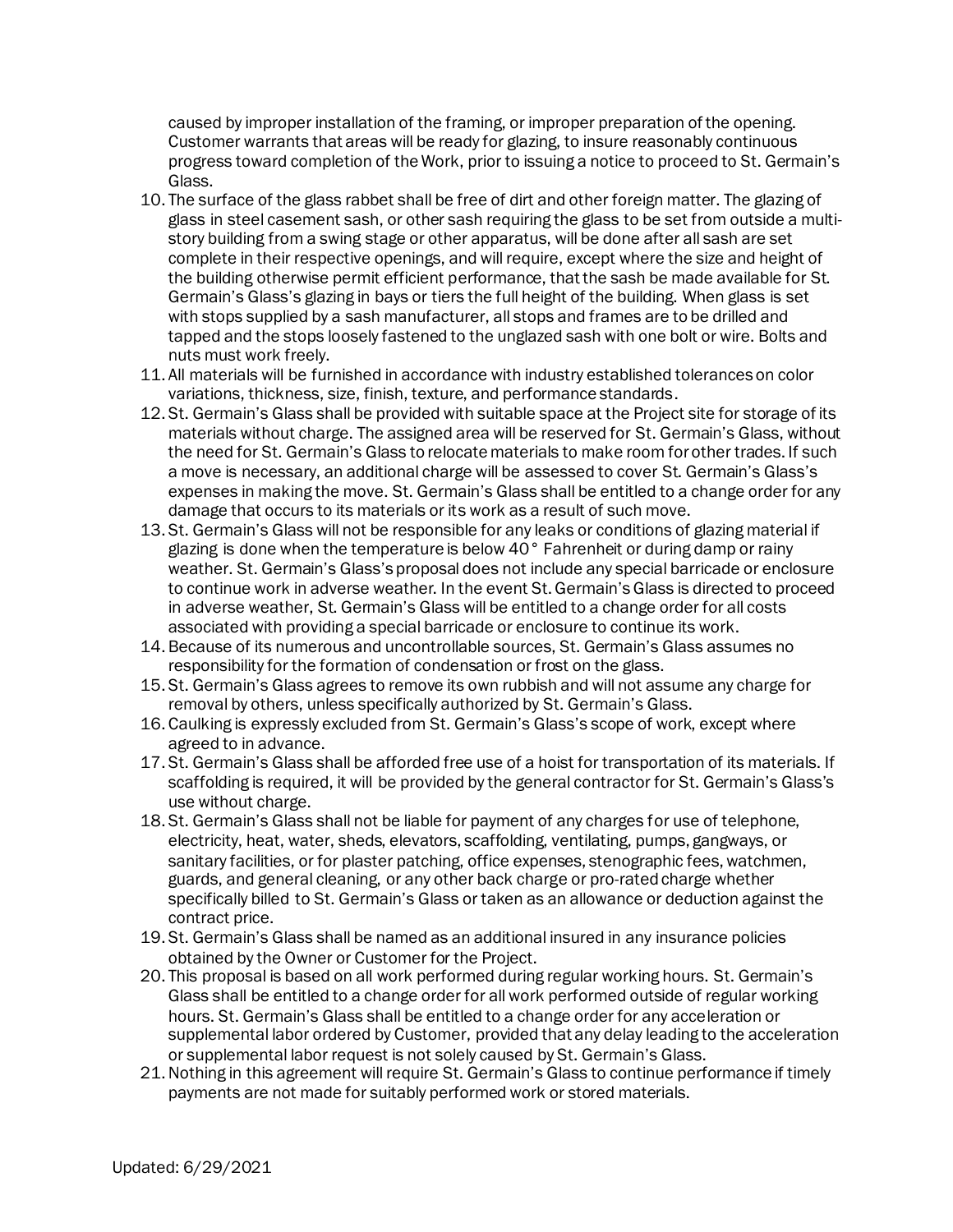caused by improper installation of the framing, or improper preparation of the opening. Customer warrants that areas will be ready for glazing, to insure reasonably continuous progress toward completion of the Work, prior to issuing a notice to proceed to St. Germain's Glass.

10. The surface of the glass rabbet shall be free of dirt and other foreign matter. The glazing of glass in steel casement sash, or other sash requiring the glass to be set from outside a multi-story building from a swing stage or other apparatus, will be done after all sash are set complete in their respective openings, and will require, except where the size and height of the building otherwise permit efficient performance, that the sash be made available for St. Germain's Glass's glazing in bays or tiers the full height of the building. When glass is set with stops supplied by a sash manufacturer, all stops and frames are to be drilled and tapped and the stops loosely fastened to the unglazed sash with one bolt or wire. Bolts and nuts must work freely.
11. All materials will be furnished in accordance with industry established tolerances on color variations, thickness, size, finish, texture, and performance standards.
12. St. Germain's Glass shall be provided with suitable space at the Project site for storage of its materials without charge. The assigned area will be reserved for St. Germain's Glass, without the need for St. Germain's Glass to relocate materials to make room for other trades. If such a move is necessary, an additional charge will be assessed to cover St. Germain's Glass's expenses in making the move. St. Germain's Glass shall be entitled to a change order for any damage that occurs to its materials or its work as a result of such move.
13. St. Germain's Glass will not be responsible for any leaks or conditions of glazing material if glazing is done when the temperature is below 40° Fahrenheit or during damp or rainy weather. St. Germain's Glass's proposal does not include any special barricade or enclosure to continue work in adverse weather. In the event St. Germain's Glass is directed to proceed in adverse weather, St. Germain's Glass will be entitled to a change order for all costs associated with providing a special barricade or enclosure to continue its work.
14. Because of its numerous and uncontrollable sources, St. Germain's Glass assumes no responsibility for the formation of condensation or frost on the glass.
15. St. Germain's Glass agrees to remove its own rubbish and will not assume any charge for removal by others, unless specifically authorized by St. Germain's Glass.
16. Caulking is expressly excluded from St. Germain's Glass's scope of work, except where agreed to in advance.
17. St. Germain's Glass shall be afforded free use of a hoist for transportation of its materials. If scaffolding is required, it will be provided by the general contractor for St. Germain's Glass's use without charge.
18. St. Germain's Glass shall not be liable for payment of any charges for use of telephone, electricity, heat, water, sheds, elevators, scaffolding, ventilating, pumps, gangways, or sanitary facilities, or for plaster patching, office expenses, stenographic fees, watchmen, guards, and general cleaning, or any other back charge or pro-rated charge whether specifically billed to St. Germain's Glass or taken as an allowance or deduction against the contract price.
19. St. Germain's Glass shall be named as an additional insured in any insurance policies obtained by the Owner or Customer for the Project.
20. This proposal is based on all work performed during regular working hours. St. Germain's Glass shall be entitled to a change order for all work performed outside of regular working hours. St. Germain's Glass shall be entitled to a change order for any acceleration or supplemental labor ordered by Customer, provided that any delay leading to the acceleration or supplemental labor request is not solely caused by St. Germain's Glass.
21. Nothing in this agreement will require St. Germain's Glass to continue performance if timely payments are not made for suitably performed work or stored materials.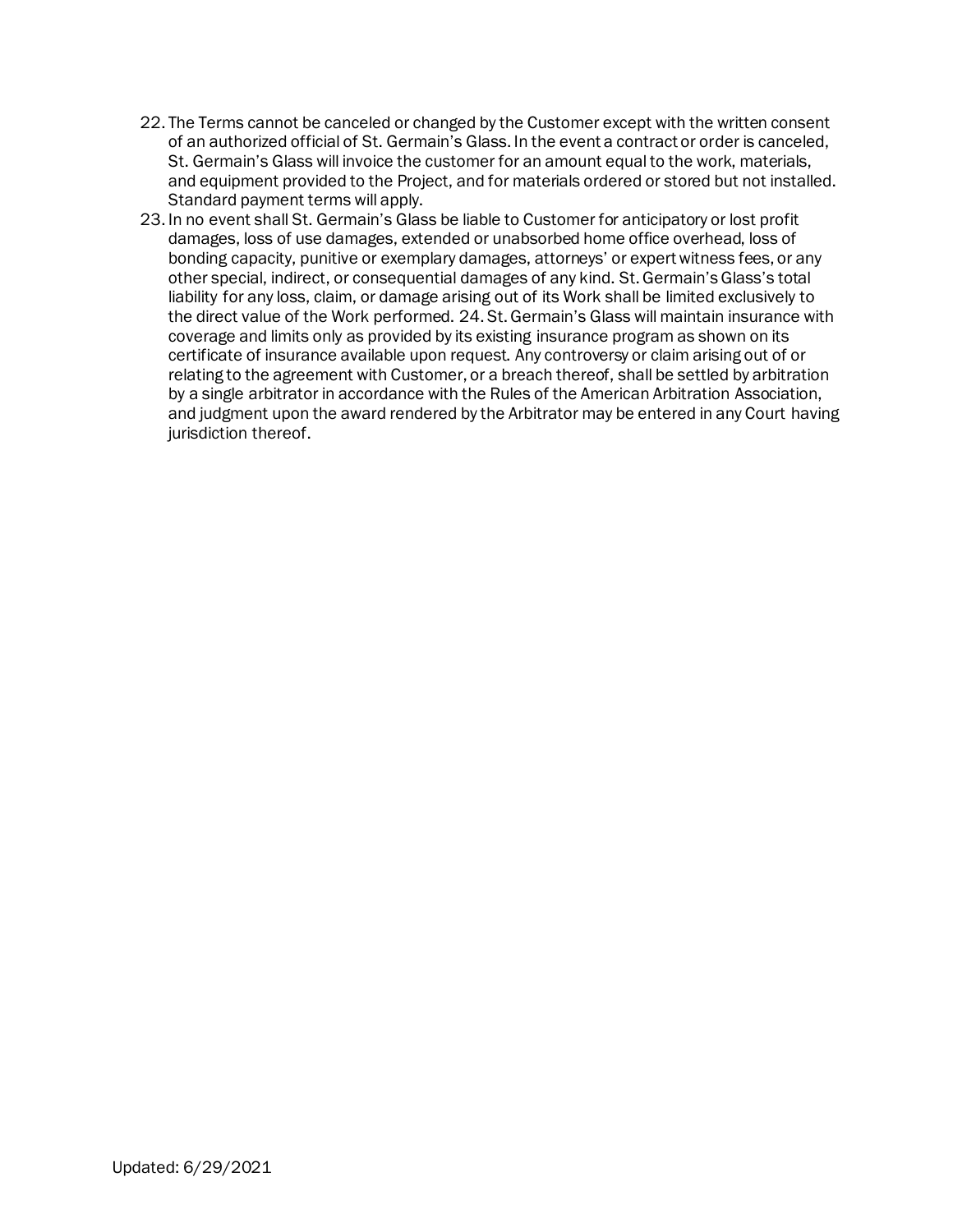22. The Terms cannot be canceled or changed by the Customer except with the written consent of an authorized official of St. Germain's Glass. In the event a contract or order is canceled, St. Germain's Glass will invoice the customer for an amount equal to the work, materials, and equipment provided to the Project, and for materials ordered or stored but not installed. Standard payment terms will apply.
23. In no event shall St. Germain's Glass be liable to Customer for anticipatory or lost profit damages, loss of use damages, extended or unabsorbed home office overhead, loss of bonding capacity, punitive or exemplary damages, attorneys' or expert witness fees, or any other special, indirect, or consequential damages of any kind. St. Germain's Glass's total liability for any loss, claim, or damage arising out of its Work shall be limited exclusively to the direct value of the Work performed. 24. St. Germain's Glass will maintain insurance with coverage and limits only as provided by its existing insurance program as shown on its certificate of insurance available upon request. Any controversy or claim arising out of or relating to the agreement with Customer, or a breach thereof, shall be settled by arbitration by a single arbitrator in accordance with the Rules of the American Arbitration Association, and judgment upon the award rendered by the Arbitrator may be entered in any Court having jurisdiction thereof.

Updated: 6/29/2021